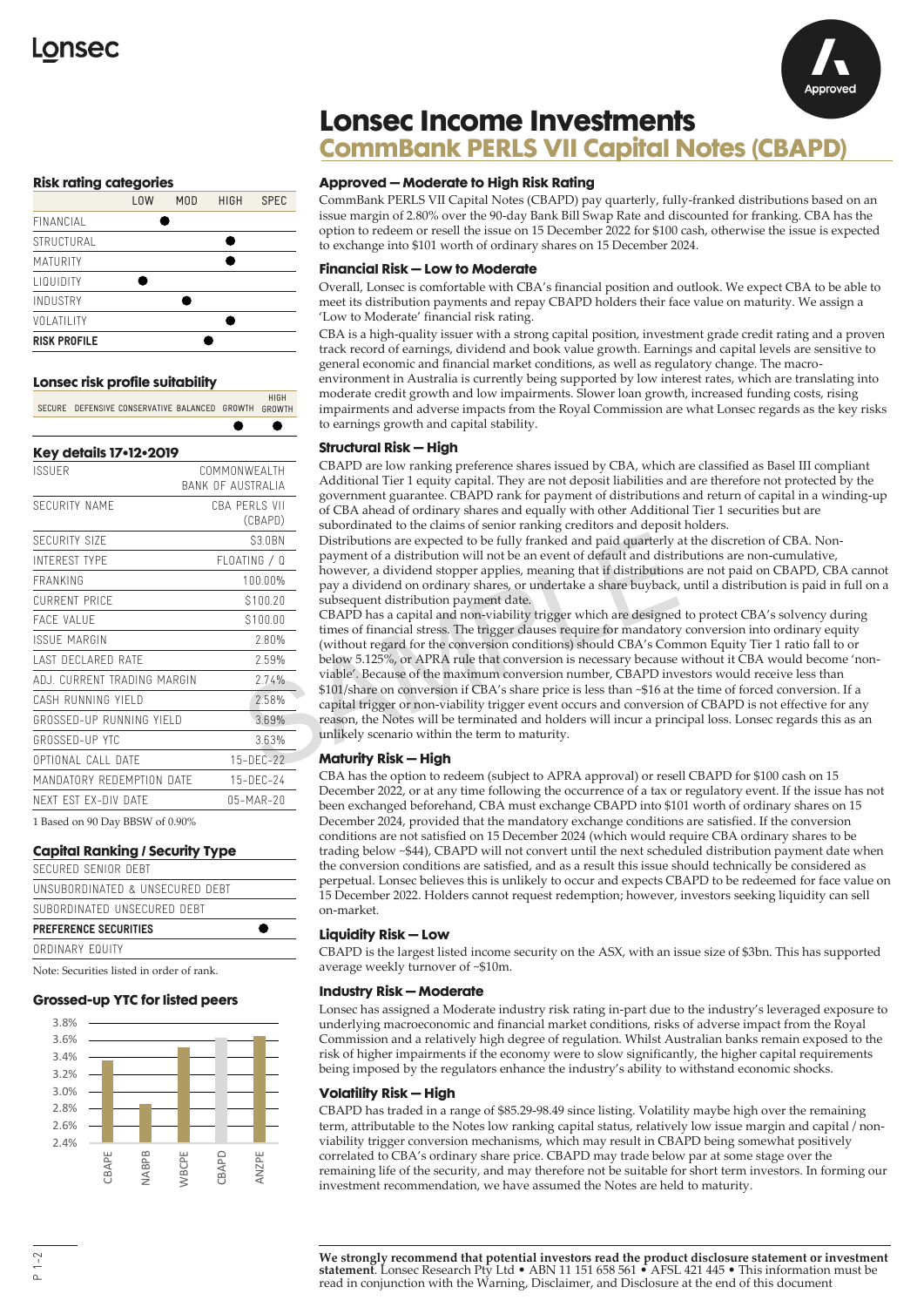# Lonsec Income Investments

## CommBank PERLS VII Capital Notes (CBAPD)

### Risk rating categories

| | LOW | MOD | HIGH | SPEC |
|---|---|---|---|---|
| FINANCIAL | ● | | | |
| STRUCTURAL | | | ● | |
| MATURITY | | | ● | |
| LIQUIDITY | ● | | | |
| INDUSTRY | | ● | | |
| VOLATILITY | | | ● | |
| **RISK PROFILE** | | | ● | |

### Lonsec risk profile suitability

| SECURE | DEFENSIVE | CONSERVATIVE | BALANCED | GROWTH | HIGH GROWTH |
|---|---|---|---|---|---|
| | | | | ● | ● |

### Key details 17•12•2019

| | |
|---|---|
| ISSUER | COMMONWEALTH BANK OF AUSTRALIA |
| SECURITY NAME | CBA PERLS VII (CBAPD) |
| SECURITY SIZE | $3.0BN |
| INTEREST TYPE | FLOATING / Q |
| FRANKING | 100.00% |
| CURRENT PRICE | $100.20 |
| FACE VALUE | $100.00 |
| ISSUE MARGIN | 2.80% |
| LAST DECLARED RATE | 2.59% |
| ADJ. CURRENT TRADING MARGIN | 2.74% |
| CASH RUNNING YIELD | 2.58% |
| GROSSED-UP RUNNING YIELD | 3.69% |
| GROSSED-UP YTC | 3.63% |
| OPTIONAL CALL DATE | 15-DEC-22 |
| MANDATORY REDEMPTION DATE | 15-DEC-24 |
| NEXT EST EX-DIV DATE | 05-MAR-20 |

1 Based on 90 Day BBSW of 0.90%

### Capital Ranking / Security Type

| | |
|---|---|
| SECURED SENIOR DEBT | |
| UNSUBORDINATED & UNSECURED DEBT | |
| SUBORDINATED UNSECURED DEBT | |
| **PREFERENCE SECURITIES** | ● |
| ORDINARY EQUITY | |

Note: Securities listed in order of rank.

### Grossed-up YTC for listed peers

(Bar chart, y-axis 2.4%–3.8%: CBAPE, NABPB, WBCPE, CBAPD, ANZPE)

### Approved — Moderate to High Risk Rating

CommBank PERLS VII Capital Notes (CBAPD) pay quarterly, fully-franked distributions based on an issue margin of 2.80% over the 90-day Bank Bill Swap Rate and discounted for franking. CBA has the option to redeem or resell the issue on 15 December 2022 for $100 cash, otherwise the issue is expected to exchange into $101 worth of ordinary shares on 15 December 2024.

### Financial Risk — Low to Moderate

Overall, Lonsec is comfortable with CBA's financial position and outlook. We expect CBA to be able to meet its distribution payments and repay CBAPD holders their face value on maturity. We assign a 'Low to Moderate' financial risk rating.

CBA is a high-quality issuer with a strong capital position, investment grade credit rating and a proven track record of earnings, dividend and book value growth. Earnings and capital levels are sensitive to general economic and financial market conditions, as well as regulatory change. The macro-environment in Australia is currently being supported by low interest rates, which are translating into moderate credit growth and low impairments. Slower loan growth, increased funding costs, rising impairments and adverse impacts from the Royal Commission are what Lonsec regards as the key risks to earnings growth and capital stability.

### Structural Risk — High

CBAPD are low ranking preference shares issued by CBA, which are classified as Basel III compliant Additional Tier 1 equity capital. They are not deposit liabilities and are therefore not protected by the government guarantee. CBAPD rank for payment of distributions and return of capital in a winding-up of CBA ahead of ordinary shares and equally with other Additional Tier 1 securities but are subordinated to the claims of senior ranking creditors and deposit holders.

Distributions are expected to be fully franked and paid quarterly at the discretion of CBA. Non-payment of a distribution will not be an event of default and distributions are non-cumulative, however, a dividend stopper applies, meaning that if distributions are not paid on CBAPD, CBA cannot pay a dividend on ordinary shares, or undertake a share buyback, until a distribution is paid in full on a subsequent distribution payment date.

CBAPD has a capital and non-viability trigger which are designed to protect CBA's solvency during times of financial stress. The trigger clauses require for mandatory conversion into ordinary equity (without regard for the conversion conditions) should CBA's Common Equity Tier 1 ratio fall to or below 5.125%, or APRA rule that conversion is necessary because without it CBA would become 'non-viable'. Because of the maximum conversion number, CBAPD investors would receive less than $101/share on conversion if CBA's share price is less than ~$16 at the time of forced conversion. If a capital trigger or non-viability trigger event occurs and conversion of CBAPD is not effective for any reason, the Notes will be terminated and holders will incur a principal loss. Lonsec regards this as an unlikely scenario within the term to maturity.

### Maturity Risk — High

CBA has the option to redeem (subject to APRA approval) or resell CBAPD for $100 cash on 15 December 2022, or at any time following the occurrence of a tax or regulatory event. If the issue has not been exchanged beforehand, CBA must exchange CBAPD into $101 worth of ordinary shares on 15 December 2024, provided that the mandatory exchange conditions are satisfied. If the conversion conditions are not satisfied on 15 December 2024 (which would require CBA ordinary shares to be trading below ~$44), CBAPD will not convert until the next scheduled distribution payment date when the conversion conditions are satisfied, and as a result this issue should technically be considered as perpetual. Lonsec believes this is unlikely to occur and expects CBAPD to be redeemed for face value on 15 December 2022. Holders cannot request redemption; however, investors seeking liquidity can sell on-market.

### Liquidity Risk — Low

CBAPD is the largest listed income security on the ASX, with an issue size of $3bn. This has supported average weekly turnover of ~$10m.

### Industry Risk — Moderate

Lonsec has assigned a Moderate industry risk rating in-part due to the industry's leveraged exposure to underlying macroeconomic and financial market conditions, risks of adverse impact from the Royal Commission and a relatively high degree of regulation. Whilst Australian banks remain exposed to the risk of higher impairments if the economy were to slow significantly, the higher capital requirements being imposed by the regulators enhance the industry's ability to withstand economic shocks.

### Volatility Risk — High

CBAPD has traded in a range of $85.29-98.49 since listing. Volatility maybe high over the remaining term, attributable to the Notes low ranking capital status, relatively low issue margin and capital / non-viability trigger conversion mechanisms, which may result in CBAPD being somewhat positively correlated to CBA's ordinary share price. CBAPD may trade below par at some stage over the remaining life of the security, and may therefore not be suitable for short term investors. In forming our investment recommendation, we have assumed the Notes are held to maturity.

**We strongly recommend that potential investors read the product disclosure statement or investment statement**. Lonsec Research Pty Ltd • ABN 11 151 658 561 • AFSL 421 445 • This information must be read in conjunction with the Warning, Disclaimer, and Disclosure at the end of this document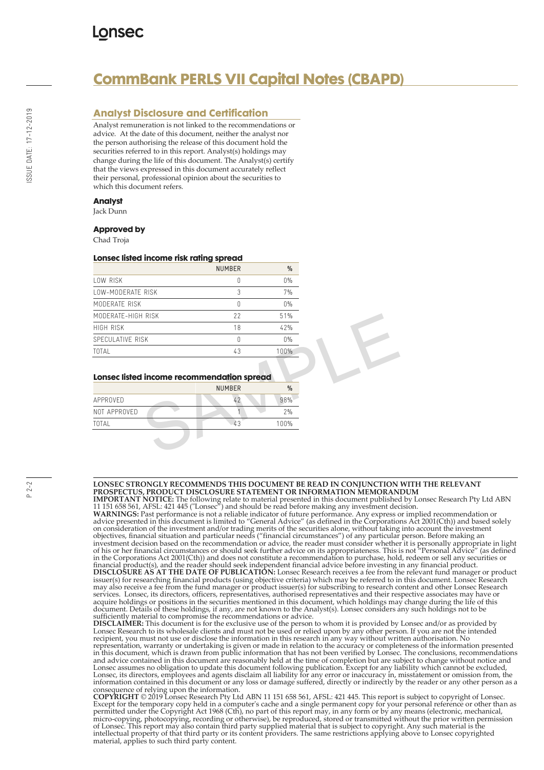# CommBank PERLS VII Capital Notes (CBAPD)

## Analyst Disclosure and Certification

Analyst remuneration is not linked to the recommendations or advice. At the date of this document, neither the analyst nor the person authorising the release of this document hold the securities referred to in this report. Analyst(s) holdings may change during the life of this document. The Analyst(s) certify that the views expressed in this document accurately reflect their personal, professional opinion about the securities to which this document refers.

### Analyst

Jack Dunn

### Approved by

Chad Troja

#### Lonsec listed income risk rating spread

| | NUMBER | % |
|---|---|---|
| LOW RISK | 0 | 0% |
| LOW-MODERATE RISK | 3 | 7% |
| MODERATE RISK | 0 | 0% |
| MODERATE-HIGH RISK | 22 | 51% |
| HIGH RISK | 18 | 42% |
| SPECULATIVE RISK | 0 | 0% |
| TOTAL | 43 | 100% |

#### Lonsec listed income recommendation spread

| | NUMBER | % |
|---|---|---|
| APPROVED | 42 | 98% |
| NOT APPROVED | 1 | 2% |
| TOTAL | 43 | 100% |

**LONSEC STRONGLY RECOMMENDS THIS DOCUMENT BE READ IN CONJUNCTION WITH THE RELEVANT PROSPECTUS, PRODUCT DISCLOSURE STATEMENT OR INFORMATION MEMORANDUM**

**IMPORTANT NOTICE:** The following relate to material presented in this document published by Lonsec Research Pty Ltd ABN 11 151 658 561, AFSL: 421 445 ("Lonsec") and should be read before making any investment decision.

**WARNINGS:** Past performance is not a reliable indicator of future performance. Any express or implied recommendation or advice presented in this document is limited to "General Advice" (as defined in the Corporations Act 2001(Cth)) and based solely on consideration of the investment and/or trading merits of the securities alone, without taking into account the investment objectives, financial situation and particular needs ("financial circumstances") of any particular person. Before making an investment decision based on the recommendation or advice, the reader must consider whether it is personally appropriate in light of his or her financial circumstances or should seek further advice on its appropriateness. This is not "Personal Advice" (as defined in the Corporations Act 2001(Cth)) and does not constitute a recommendation to purchase, hold, redeem or sell any securities or financial product(s), and the reader should seek independent financial advice before investing in any financial product.

**DISCLOSURE AS AT THE DATE OF PUBLICATION:** Lonsec Research receives a fee from the relevant fund manager or product issuer(s) for researching financial products (using objective criteria) which may be referred to in this document. Lonsec Research may also receive a fee from the fund manager or product issuer(s) for subscribing to research content and other Lonsec Research services. Lonsec, its directors, officers, representatives, authorised representatives and their respective associates may have or acquire holdings or positions in the securities mentioned in this document, which holdings may change during the life of this document. Details of these holdings, if any, are not known to the Analyst(s). Lonsec considers any such holdings not to be sufficiently material to compromise the recommendations or advice.

**DISCLAIMER:** This document is for the exclusive use of the person to whom it is provided by Lonsec and/or as provided by Lonsec Research to its wholesale clients and must not be used or relied upon by any other person. If you are not the intended recipient, you must not use or disclose the information in this research in any way without written authorisation. No representation, warranty or undertaking is given or made in relation to the accuracy or completeness of the information presented in this document, which is drawn from public information that has not been verified by Lonsec. The conclusions, recommendations and advice contained in this document are reasonably held at the time of completion but are subject to change without notice and Lonsec assumes no obligation to update this document following publication. Except for any liability which cannot be excluded, Lonsec, its directors, employees and agents disclaim all liability for any error or inaccuracy in, misstatement or omission from, the information contained in this document or any loss or damage suffered, directly or indirectly by the reader or any other person as a consequence of relying upon the information.

**COPYRIGHT** © 2019 Lonsec Research Pty Ltd ABN 11 151 658 561, AFSL: 421 445. This report is subject to copyright of Lonsec. Except for the temporary copy held in a computer's cache and a single permanent copy for your personal reference or other than as permitted under the Copyright Act 1968 (Cth), no part of this report may, in any form or by any means (electronic, mechanical, micro-copying, photocopying, recording or otherwise), be reproduced, stored or transmitted without the prior written permission of Lonsec. This report may also contain third party supplied material that is subject to copyright. Any such material is the intellectual property of that third party or its content providers. The same restrictions applying above to Lonsec copyrighted material, applies to such third party content.